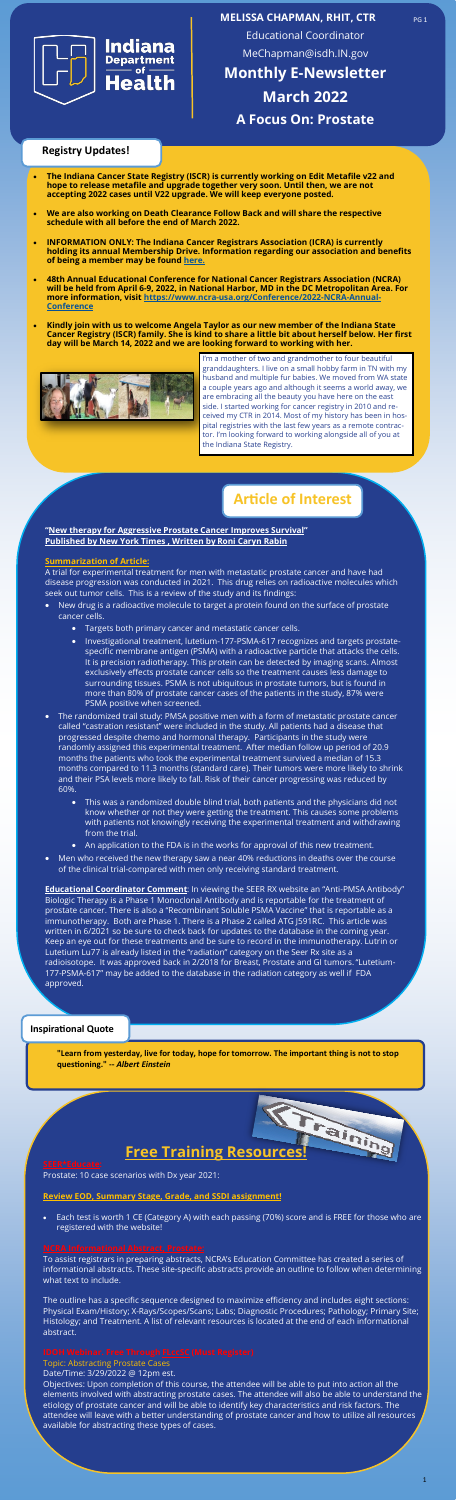**MELISSA CHAPMAN, RHIT, CTR**

Educational Coordinator

MeChapman@isdh.IN.gov

# Monthly E-Newsletter

# March 2022

# A Focus On: Prostate

## Registry Updates!

- **The Indiana Cancer State Registry (ISCR) is currently working on Edit Metafile v22 and hope to release metafile and upgrade together very soon. Until then, we are not accepting 2022 cases until V22 upgrade. We will keep everyone posted.**
- **We are also working on Death Clearance Follow Back and will share the respective schedule with all before the end of March 2022.**
- **INFORMATION ONLY: The Indiana Cancer Registrars Association (ICRA) is currently holding its annual Membership Drive. Information regarding our association and benefits of being a member may be found here.**
- **48th Annual Educational Conference for National Cancer Registrars Association (NCRA) will be held from April 6-9, 2022, in National Harbor, MD in the DC Metropolitan Area. For more information, visit https://www.ncra-usa.org/Conference/2022-NCRA-Annual-Conference**
- **Kindly join with us to welcome Angela Taylor as our new member of the Indiana State Cancer Registry (ISCR) family. She is kind to share a little bit about herself below. Her first day will be March 14, 2022 and we are looking forward to working with her.**

I'm a mother of two and grandmother to four beautiful granddaughters. I live on a small hobby farm in TN with my husband and multiple fur babies. We moved from WA state a couple years ago and although it seems a world away, we are embracing all the beauty you have here on the east side. I started working for cancer registry in 2010 and received my CTR in 2014. Most of my history has been in hospital registries with the last few years as a remote contractor. I'm looking forward to working alongside all of you at the Indiana State Registry.

## Article of Interest

**"New therapy for Aggressive Prostate Cancer Improves Survival"**
**Published by New York Times , Written by Roni Caryn Rabin**

**Summarization of Article:**

A trial for experimental treatment for men with metastatic prostate cancer and have had disease progression was conducted in 2021. This drug relies on radioactive molecules which seek out tumor cells. This is a review of the study and its findings:

- New drug is a radioactive molecule to target a protein found on the surface of prostate cancer cells.
  - Targets both primary cancer and metastatic cancer cells.
  - Investigational treatment, lutetium-177-PSMA-617 recognizes and targets prostate-specific membrane antigen (PSMA) with a radioactive particle that attacks the cells. It is precision radiotherapy. This protein can be detected by imaging scans. Almost exclusively effects prostate cancer cells so the treatment causes less damage to surrounding tissues. PSMA is not ubiquitous in prostate tumors, but is found in more than 80% of prostate cancer cases of the patients in the study, 87% were PSMA positive when screened.
- The randomized trail study: PMSA positive men with a form of metastatic prostate cancer called "castration resistant" were included in the study. All patients had a disease that progressed despite chemo and hormonal therapy. Participants in the study were randomly assigned this experimental treatment. After median follow up period of 20.9 months the patients who took the experimental treatment survived a median of 15.3 months compared to 11.3 months (standard care). Their tumors were more likely to shrink and their PSA levels more likely to fall. Risk of their cancer progressing was reduced by 60%.
  - This was a randomized double blind trial, both patients and the physicians did not know whether or not they were getting the treatment. This causes some problems with patients not knowingly receiving the experimental treatment and withdrawing from the trial.
  - An application to the FDA is in the works for approval of this new treatment.
- Men who received the new therapy saw a near 40% reductions in deaths over the course of the clinical trial-compared with men only receiving standard treatment.

**Educational Coordinator Comment**: In viewing the SEER RX website an "Anti-PMSA Antibody" Biologic Therapy is a Phase 1 Monoclonal Antibody and is reportable for the treatment of prostate cancer. There is also a "Recombinant Soluble PSMA Vaccine" that is reportable as a immunotherapy. Both are Phase 1. There is a Phase 2 called ATG J591RC. This article was written in 6/2021 so be sure to check back for updates to the database in the coming year. Keep an eye out for these treatments and be sure to record in the immunotherapy. Lutrin or Lutetium Lu77 is already listed in the "radiation" category on the Seer Rx site as a radioisotope. It was approved back in 2/2018 for Breast, Prostate and GI tumors. "Lutetium-177-PSMA-617" may be added to the database in the radiation category as well if FDA approved.

## Inspirational Quote

**"Learn from yesterday, live for today, hope for tomorrow. The important thing is not to stop questioning."** -- ***Albert Einstein***

## Free Training Resources!

**SEER Educate**

Prostate: 10 case scenarios with Dx year 2021:

**Review EOD, Summary Stage, Grade, and SSDI assignment!**

- Each test is worth 1 CE (Category A) with each passing (70%) score and is FREE for those who are registered with the website!

**NCRA Informational Abstracts: Prostate**

To assist registrars in preparing abstracts, NCRA's Education Committee has created a series of informational abstracts. These site-specific abstracts provide an outline to follow when determining what text to include.

The outline has a specific sequence designed to maximize efficiency and includes eight sections: Physical Exam/History; X-Rays/Scopes/Scans; Labs; Diagnostic Procedures; Pathology; Primary Site; Histology; and Treatment. A list of relevant resources is located at the end of each informational abstract.

**NAACCR Webinar: Free Through ISCR (Must Register)**

Topic: Abstracting Prostate Cases

Date/Time: 3/29/2022 @ 12pm est.

Objectives: Upon completion of this course, the attendee will be able to put into action all the elements involved with abstracting prostate cases. The attendee will also be able to understand the etiology of prostate cancer and will be able to identify key characteristics and risk factors. The attendee will leave with a better understanding of prostate cancer and how to utilize all resources available for abstracting these types of cases.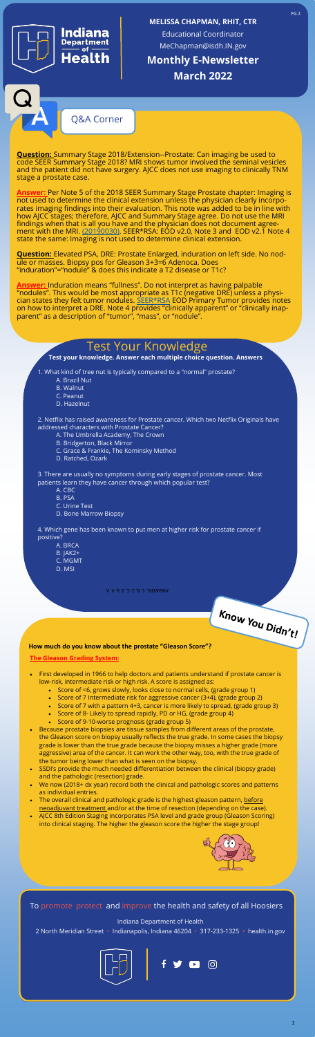**MELISSA CHAPMAN, RHIT, CTR**

Educational Coordinator

MeChapman@isdh.IN.gov

## Monthly E-Newsletter

## March 2022

## Q&A Corner

**Question:** Summary Stage 2018/Extension--Prostate: Can imaging be used to code SEER Summary Stage 2018? MRI shows tumor involved the seminal vesicles and the patient did not have surgery. AJCC does not use imaging to clinically TNM stage a prostate case.

**Answer:** Per Note 5 of the 2018 SEER Summary Stage Prostate chapter: Imaging is not used to determine the clinical extension unless the physician clearly incorporates imaging findings into their evaluation. This note was added to be in line with how AJCC stages; therefore, AJCC and Summary Stage agree. Do not use the MRI findings when that is all you have and the physician does not document agreement with the MRI. (20190030). SEER*RSA: EOD v2.0, Note 3 and EOD v2.1 Note 4 state the same: Imaging is not used to determine clinical extension.

**Question:** Elevated PSA, DRE: Prostate Enlarged, induration on left side. No nodule or masses. Biopsy pos for Gleason 3+3=6 Adenoca. Does "induration"="nodule" & does this indicate a T2 disease or T1c?

**Answer:** Induration means "fullness". Do not interpret as having palpable "nodules". This would be most appropriate as T1c (negative DRE) unless a physician states they felt tumor nodules. SEER*RSA EOD Primary Tumor provides notes on how to interpret a DRE. Note 4 provides "clinically apparent" or "clinically inapparent" as a description of "tumor", "mass", or "nodule".

## Test Your Knowledge

**Test your knowledge. Answer each multiple choice question. Answers**

1. What kind of tree nut is typically compared to a "normal" prostate?
   - A. Brazil Nut
   - B. Walnut
   - C. Peanut
   - D. Hazelnut

2. Netflix has raised awareness for Prostate cancer. Which two Netflix Originals have addressed characters with Prostate Cancer?
   - A. The Umbrella Academy, The Crown
   - B. Bridgerton, Black Mirror
   - C. Grace & Frankie, The Kominsky Method
   - D. Ratched, Ozark

3. There are usually no symptoms during early stages of prostate cancer. Most patients learn they have cancer through which popular test?
   - A. CBC
   - B. PSA
   - C. Urine Test
   - D. Bone Marrow Biopsy

4. Which gene has been known to put men at higher risk for prostate cancer if positive?
   - A. BRCA
   - B. JAK2+
   - C. MGMT
   - D. MSI

ANSWERS: 1. D, 2. C, 3. B, 4. A

## Know You Didn't!

**How much do you know about the prostate "Gleason Score"?**

**The Gleason Grading System:**

- First developed in 1966 to help doctors and patients understand if prostate cancer is low-risk, intermediate risk or high risk. A score is assigned as:
  - Score of <6, grows slowly, looks close to normal cells, (grade group 1)
  - Score of 7 Intermediate risk for aggressive cancer (3+4), (grade group 2)
  - Score of 7 with a pattern 4+3, cancer is more likely to spread, (grade group 3)
  - Score of 8- Likely to spread rapidly, PD or HG, (grade group 4)
  - Score of 9-10-worse prognosis (grade group 5)
- Because prostate biopsies are tissue samples from different areas of the prostate, the Gleason score on biopsy usually reflects the true grade. In some cases the biopsy grade is lower than the true grade because the biopsy misses a higher grade (more aggressive) area of the cancer. It can work the other way, too, with the true grade of the tumor being lower than what is seen on the biopsy.
- SSDI's provide the much needed differentiation between the clinical (biopsy grade) and the pathologic (resection) grade.
- We now (2018+ dx year) record both the clinical and pathologic scores and patterns as individual entries.
- The overall clinical and pathologic grade is the highest gleason pattern, before neoadjuvant treatment and/or at the time of resection (depending on the case).
- AJCC 8th Edition Staging incorporates PSA level and grade group (Gleason Scoring) into clinical staging. The higher the gleason score the higher the stage group!

To promote, protect, and improve the health and safety of all Hoosiers

Indiana Department of Health

2 North Meridian Street • Indianapolis, Indiana 46204 • 317-233-1325 • health.in.gov